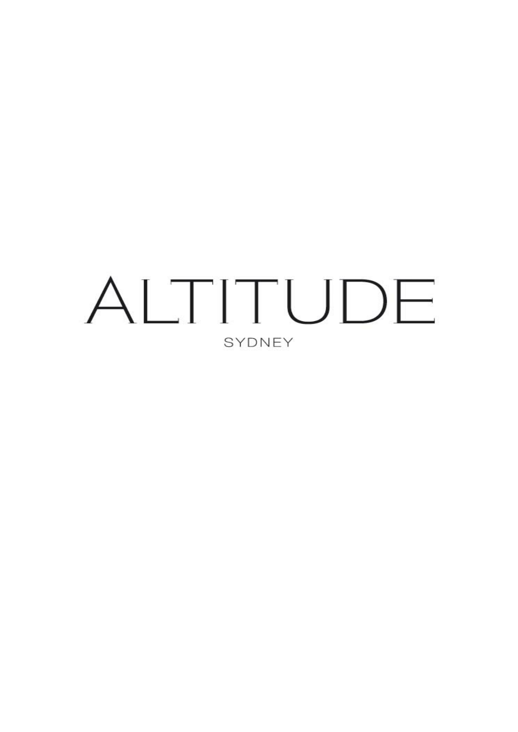# ALTITUDE

SYDNEY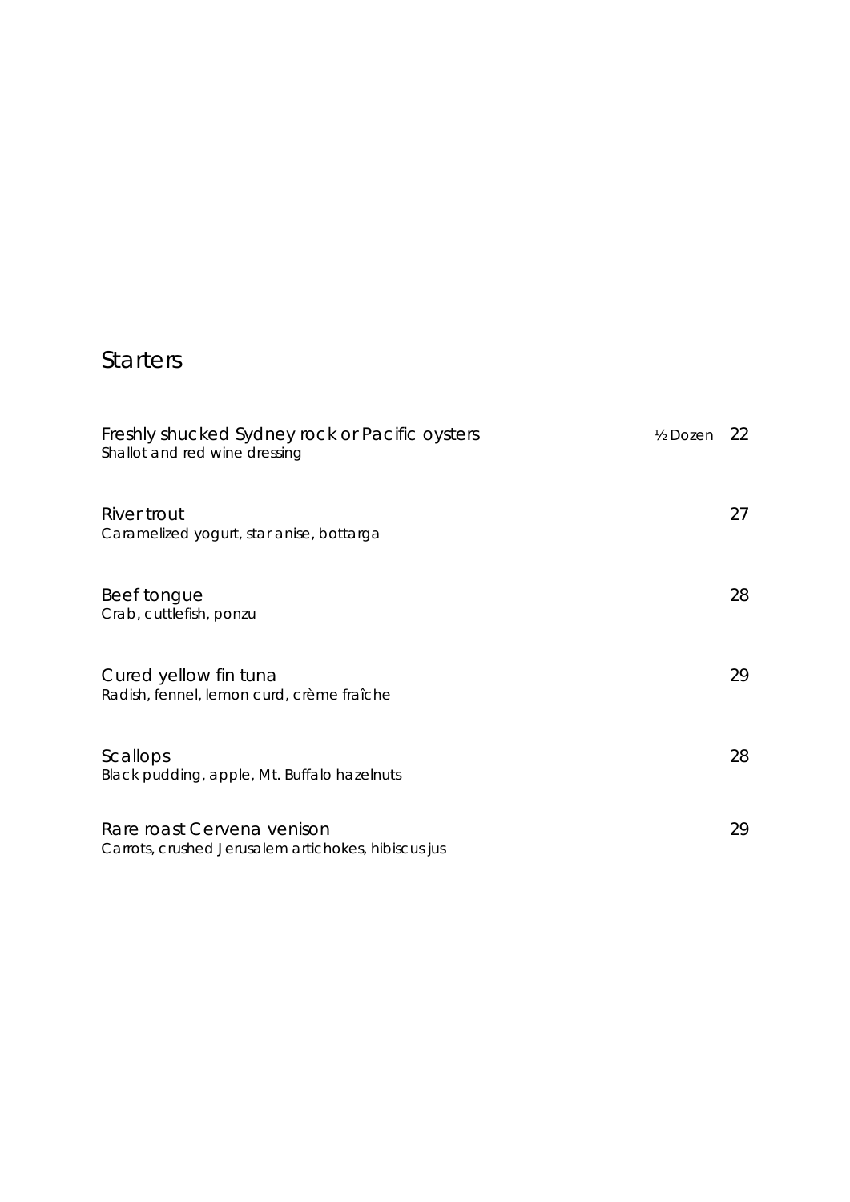## Starters

Freshly shucked Sydney rock or Pacific oysters ½ Dozen 22
Shallot and red wine dressing

River trout 27
Caramelized yogurt, star anise, bottarga

Beef tongue 28
Crab, cuttlefish, ponzu

Cured yellow fin tuna 29
Radish, fennel, lemon curd, crème fraîche

Scallops 28
Black pudding, apple, Mt. Buffalo hazelnuts

Rare roast Cervena venison 29
Carrots, crushed Jerusalem artichokes, hibiscus jus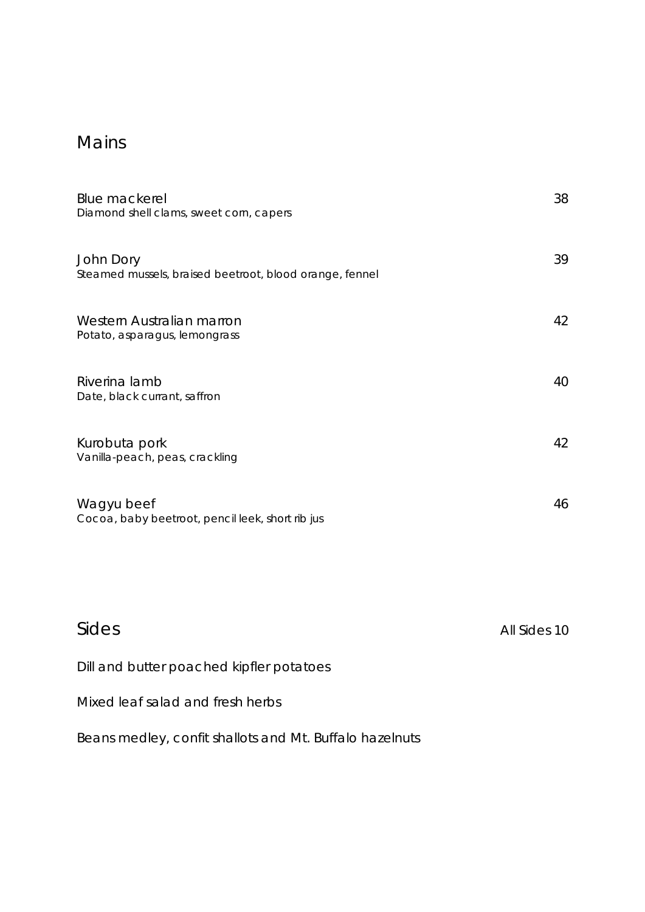## Mains

Blue mackerel — 38
*Diamond shell clams, sweet corn, capers*

John Dory — 39
*Steamed mussels, braised beetroot, blood orange, fennel*

Western Australian marron — 42
*Potato, asparagus, lemongrass*

Riverina lamb — 40
*Date, black currant, saffron*

Kurobuta pork — 42
*Vanilla-peach, peas, crackling*

Wagyu beef — 46
*Cocoa, baby beetroot, pencil leek, short rib jus*

## Sides

All Sides 10

Dill and butter poached kipfler potatoes

Mixed leaf salad and fresh herbs

Beans medley, confit shallots and Mt. Buffalo hazelnuts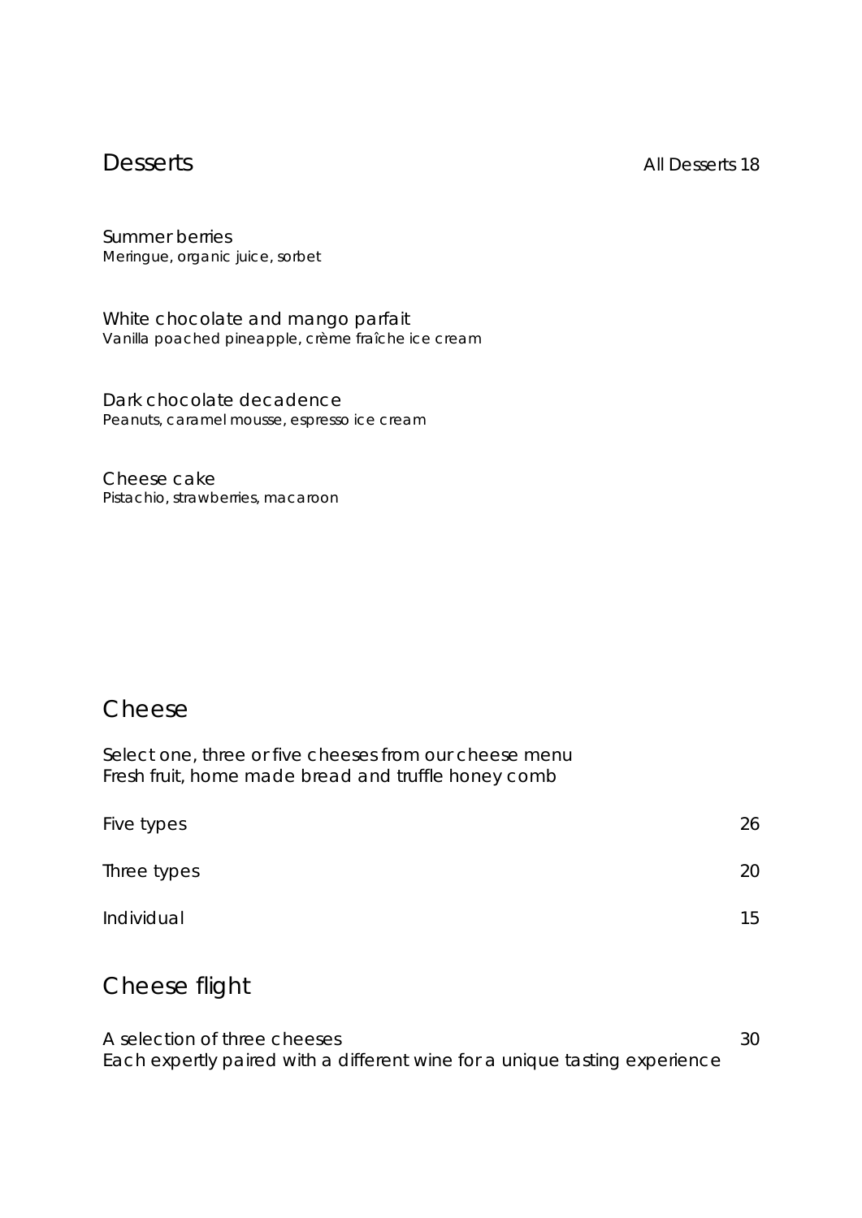## Desserts

All Desserts 18

Summer berries
*Meringue, organic juice, sorbet*

White chocolate and mango parfait
*Vanilla poached pineapple, crème fraîche ice cream*

Dark chocolate decadence
*Peanuts, caramel mousse, espresso ice cream*

Cheese cake
*Pistachio, strawberries, macaroon*

## Cheese

Select one, three or five cheeses from our cheese menu
Fresh fruit, home made bread and truffle honey comb

Five types 26

Three types 20

Individual 15

## Cheese flight

A selection of three cheeses 30
Each expertly paired with a different wine for a unique tasting experience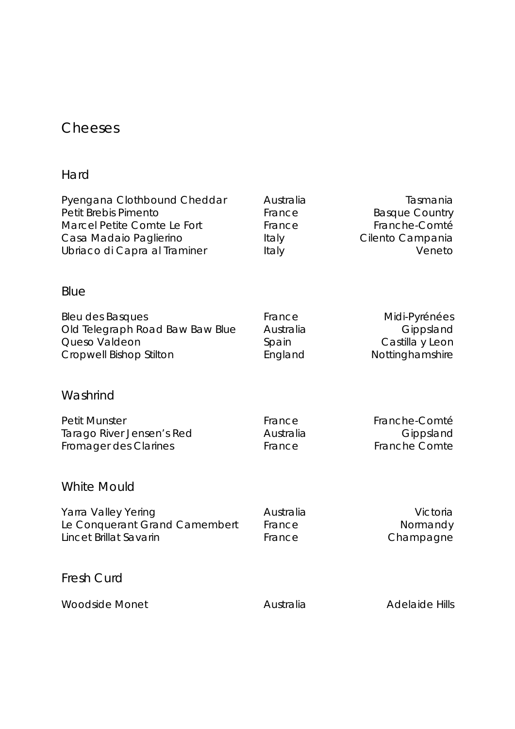# Cheeses

## Hard

| | | |
|---|---|---|
| Pyengana Clothbound Cheddar | Australia | Tasmania |
| Petit Brebis Pimento | France | Basque Country |
| Marcel Petite Comte Le Fort | France | Franche-Comté |
| Casa Madaio Paglierino | Italy | Cilento Campania |
| Ubriaco di Capra al Traminer | Italy | Veneto |

## Blue

| | | |
|---|---|---|
| Bleu des Basques | France | Midi-Pyrénées |
| Old Telegraph Road Baw Baw Blue | Australia | Gippsland |
| Queso Valdeon | Spain | Castilla y Leon |
| Cropwell Bishop Stilton | England | Nottinghamshire |

## Washrind

| | | |
|---|---|---|
| Petit Munster | France | Franche-Comté |
| Tarago River Jensen's Red | Australia | Gippsland |
| Fromager des Clarines | France | Franche Comte |

## White Mould

| | | |
|---|---|---|
| Yarra Valley Yering | Australia | Victoria |
| Le Conquerant Grand Camembert | France | Normandy |
| Lincet Brillat Savarin | France | Champagne |

## Fresh Curd

| | | |
|---|---|---|
| Woodside Monet | Australia | Adelaide Hills |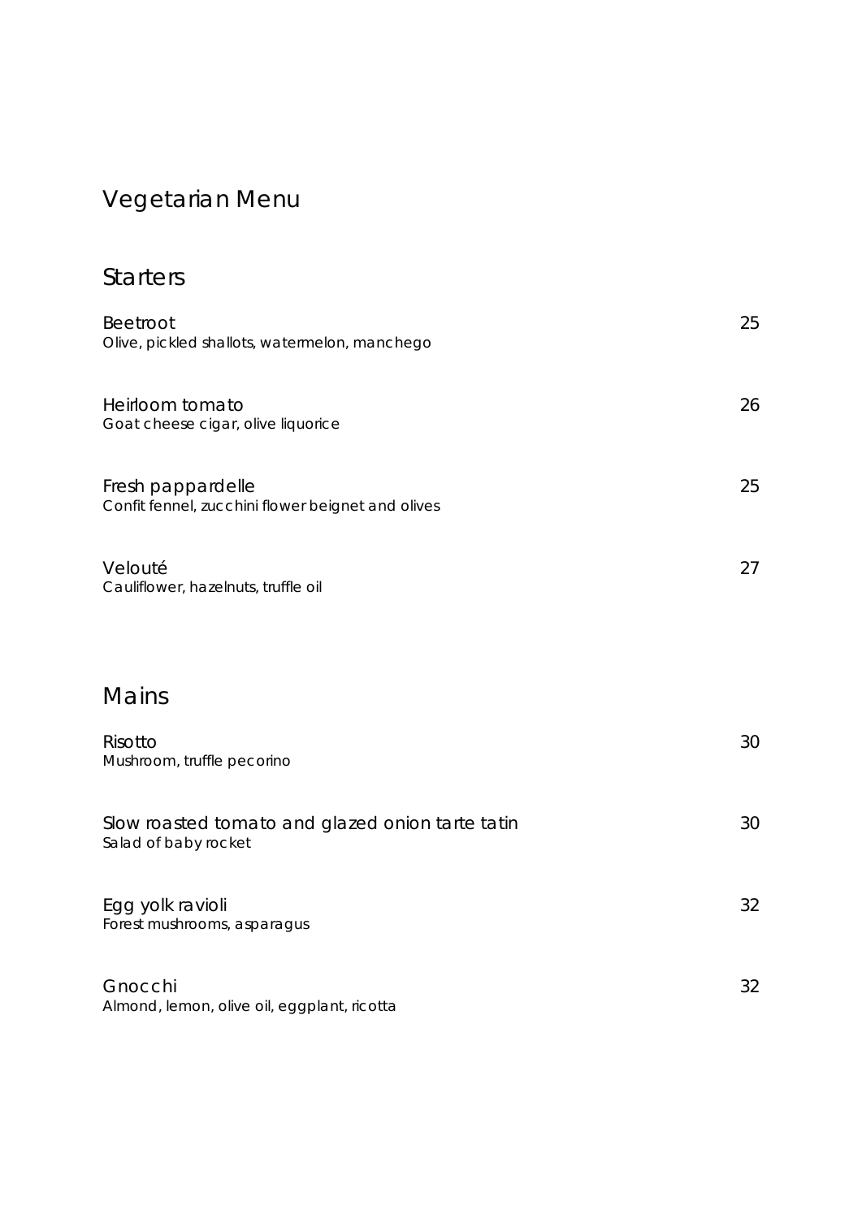# Vegetarian Menu

## Starters

Beetroot 25
*Olive, pickled shallots, watermelon, manchego*

Heirloom tomato 26
*Goat cheese cigar, olive liquorice*

Fresh pappardelle 25
*Confit fennel, zucchini flower beignet and olives*

Velouté 27
*Cauliflower, hazelnuts, truffle oil*

## Mains

Risotto 30
*Mushroom, truffle pecorino*

Slow roasted tomato and glazed onion tarte tatin 30
*Salad of baby rocket*

Egg yolk ravioli 32
*Forest mushrooms, asparagus*

Gnocchi 32
*Almond, lemon, olive oil, eggplant, ricotta*